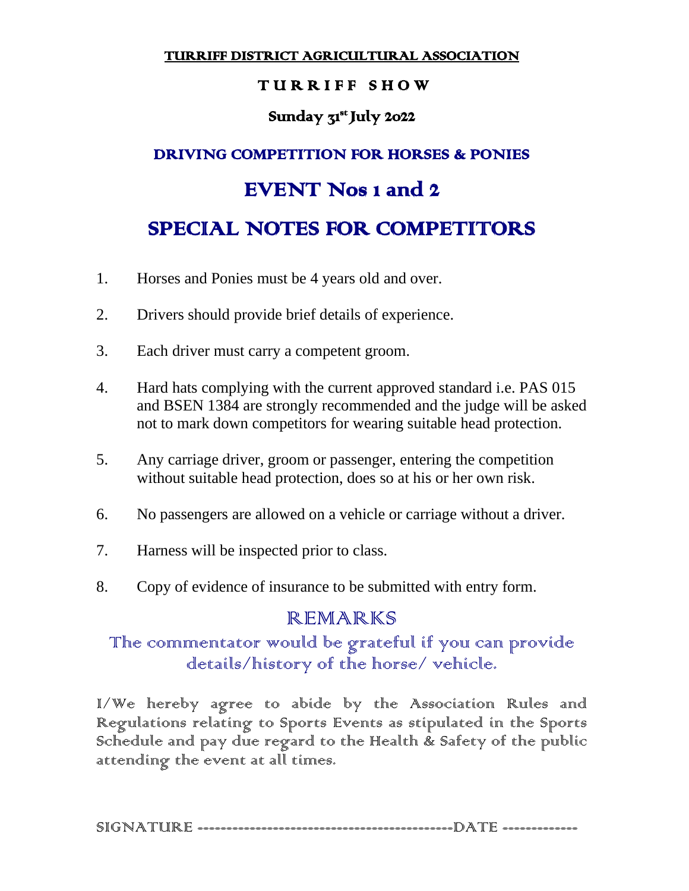**TURRIFF DISTRICT AGRICULTURAL ASSOCIATION**

# TURRIFF SHOW

## Sunday 31st July 2022

## DRIVING COMPETITION FOR HORSES & PONIES

# EVENT Nos 1 and 2

# SPECIAL NOTES FOR COMPETITORS

1. Horses and Ponies must be 4 years old and over.
2. Drivers should provide brief details of experience.
3. Each driver must carry a competent groom.
4. Hard hats complying with the current approved standard i.e. PAS 015 and BSEN 1384 are strongly recommended and the judge will be asked not to mark down competitors for wearing suitable head protection.
5. Any carriage driver, groom or passenger, entering the competition without suitable head protection, does so at his or her own risk.
6. No passengers are allowed on a vehicle or carriage without a driver.
7. Harness will be inspected prior to class.
8. Copy of evidence of insurance to be submitted with entry form.

## REMARKS

The commentator would be grateful if you can provide details/history of the horse/ vehicle.

I/We hereby agree to abide by the Association Rules and Regulations relating to Sports Events as stipulated in the Sports Schedule and pay due regard to the Health & Safety of the public attending the event at all times.

SIGNATURE ------------------------------------------DATE -------------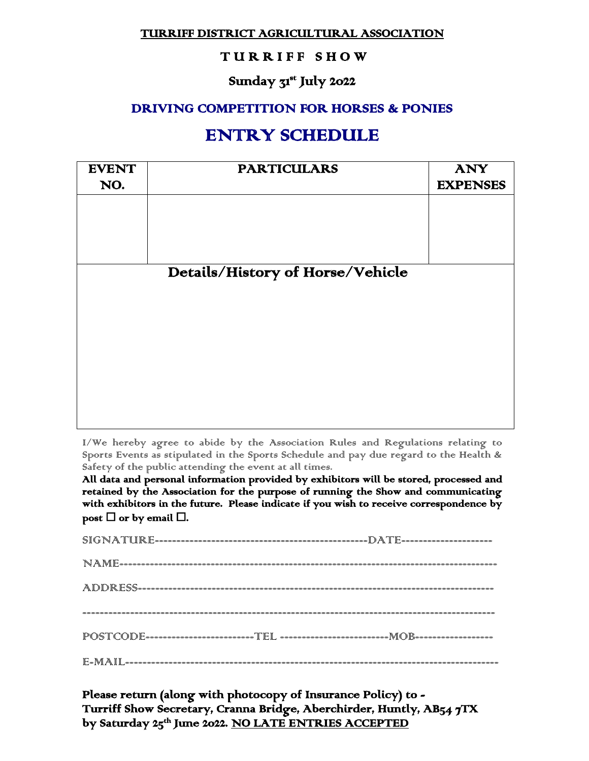**TURRIFF DISTRICT AGRICULTURAL ASSOCIATION**

# TURRIFF SHOW

## Sunday 31st July 2022

## DRIVING COMPETITION FOR HORSES & PONIES

# ENTRY SCHEDULE

| EVENT NO. | PARTICULARS | ANY EXPENSES |
|---|---|---|
| | | |

**Details/History of Horse/Vehicle**

I/We hereby agree to abide by the Association Rules and Regulations relating to Sports Events as stipulated in the Sports Schedule and pay due regard to the Health & Safety of the public attending the event at all times.

**All data and personal information provided by exhibitors will be stored, processed and retained by the Association for the purpose of running the Show and communicating with exhibitors in the future. Please indicate if you wish to receive correspondence by post ☐ or by email ☐.**

SIGNATURE-------------------------------------------------DATE---------------------

NAME------------------------------------------------------------------------------------

ADDRESS-------------------------------------------------------------------------------

-------------------------------------------------------------------------------------------

POSTCODE-------------------------TEL ------------------------MOB-----------------

E-MAIL------------------------------------------------------------------------------------

**Please return (along with photocopy of Insurance Policy) to -**
**Turriff Show Secretary, Cranna Bridge, Aberchirder, Huntly, AB54 7TX**
**by Saturday 25th June 2022. NO LATE ENTRIES ACCEPTED**